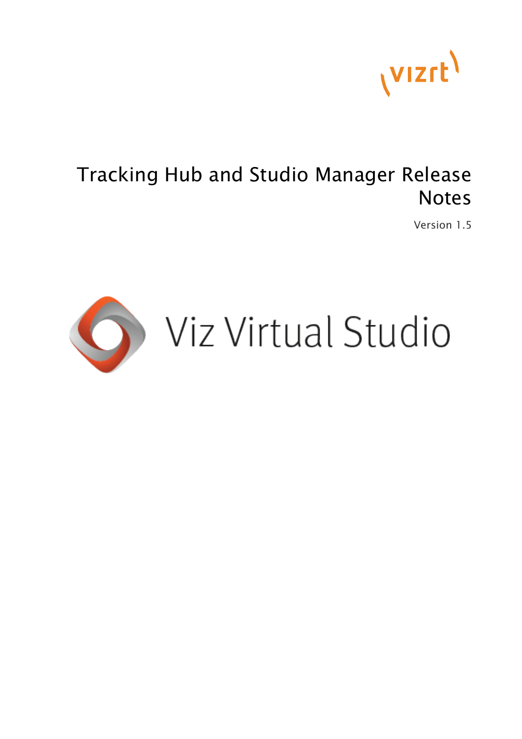# Tracking Hub and Studio Manager Release Notes

Version 1.5

Viz Virtual Studio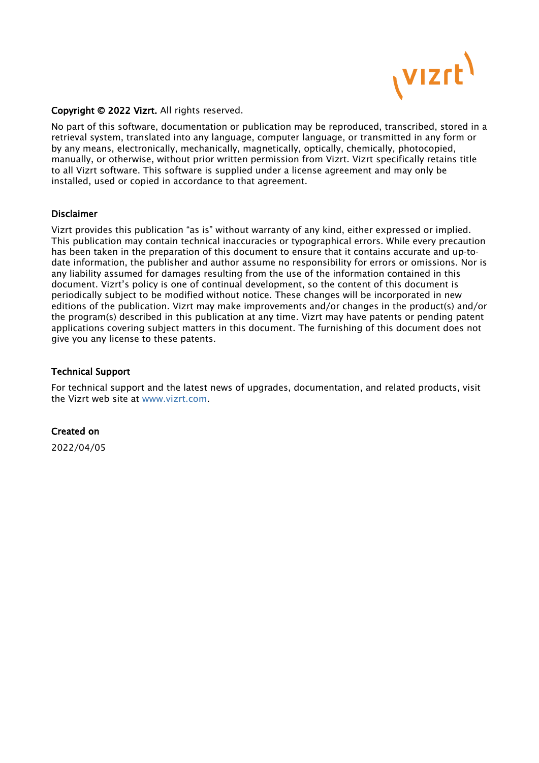**Copyright © 2022 Vizrt.** All rights reserved.

No part of this software, documentation or publication may be reproduced, transcribed, stored in a retrieval system, translated into any language, computer language, or transmitted in any form or by any means, electronically, mechanically, magnetically, optically, chemically, photocopied, manually, or otherwise, without prior written permission from Vizrt. Vizrt specifically retains title to all Vizrt software. This software is supplied under a license agreement and may only be installed, used or copied in accordance to that agreement.

**Disclaimer**

Vizrt provides this publication "as is" without warranty of any kind, either expressed or implied. This publication may contain technical inaccuracies or typographical errors. While every precaution has been taken in the preparation of this document to ensure that it contains accurate and up-to-date information, the publisher and author assume no responsibility for errors or omissions. Nor is any liability assumed for damages resulting from the use of the information contained in this document. Vizrt's policy is one of continual development, so the content of this document is periodically subject to be modified without notice. These changes will be incorporated in new editions of the publication. Vizrt may make improvements and/or changes in the product(s) and/or the program(s) described in this publication at any time. Vizrt may have patents or pending patent applications covering subject matters in this document. The furnishing of this document does not give you any license to these patents.

**Technical Support**

For technical support and the latest news of upgrades, documentation, and related products, visit the Vizrt web site at www.vizrt.com.

**Created on**

2022/04/05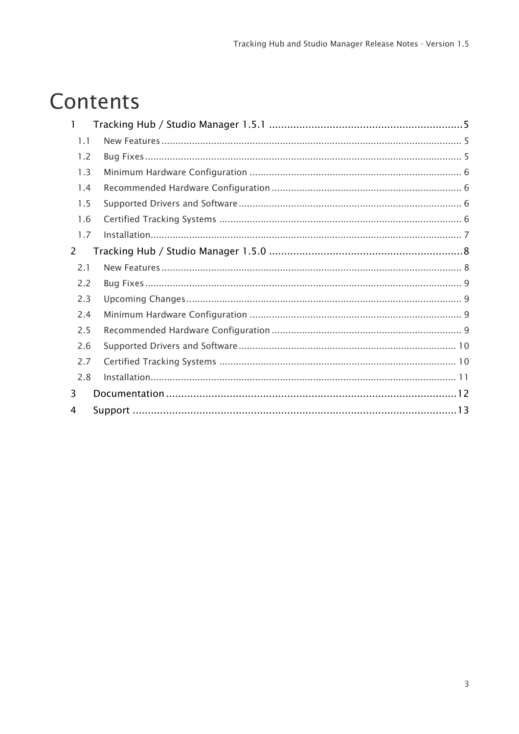# Contents

1 Tracking Hub / Studio Manager 1.5.1 ........................................................... 5

- 1.1 New Features ........................................................... 5
- 1.2 Bug Fixes ........................................................... 5
- 1.3 Minimum Hardware Configuration ........................................................... 6
- 1.4 Recommended Hardware Configuration ........................................................... 6
- 1.5 Supported Drivers and Software ........................................................... 6
- 1.6 Certified Tracking Systems ........................................................... 6
- 1.7 Installation ........................................................... 7

2 Tracking Hub / Studio Manager 1.5.0 ........................................................... 8

- 2.1 New Features ........................................................... 8
- 2.2 Bug Fixes ........................................................... 9
- 2.3 Upcoming Changes ........................................................... 9
- 2.4 Minimum Hardware Configuration ........................................................... 9
- 2.5 Recommended Hardware Configuration ........................................................... 9
- 2.6 Supported Drivers and Software ........................................................... 10
- 2.7 Certified Tracking Systems ........................................................... 10
- 2.8 Installation ........................................................... 11

3 Documentation ........................................................... 12

4 Support ........................................................... 13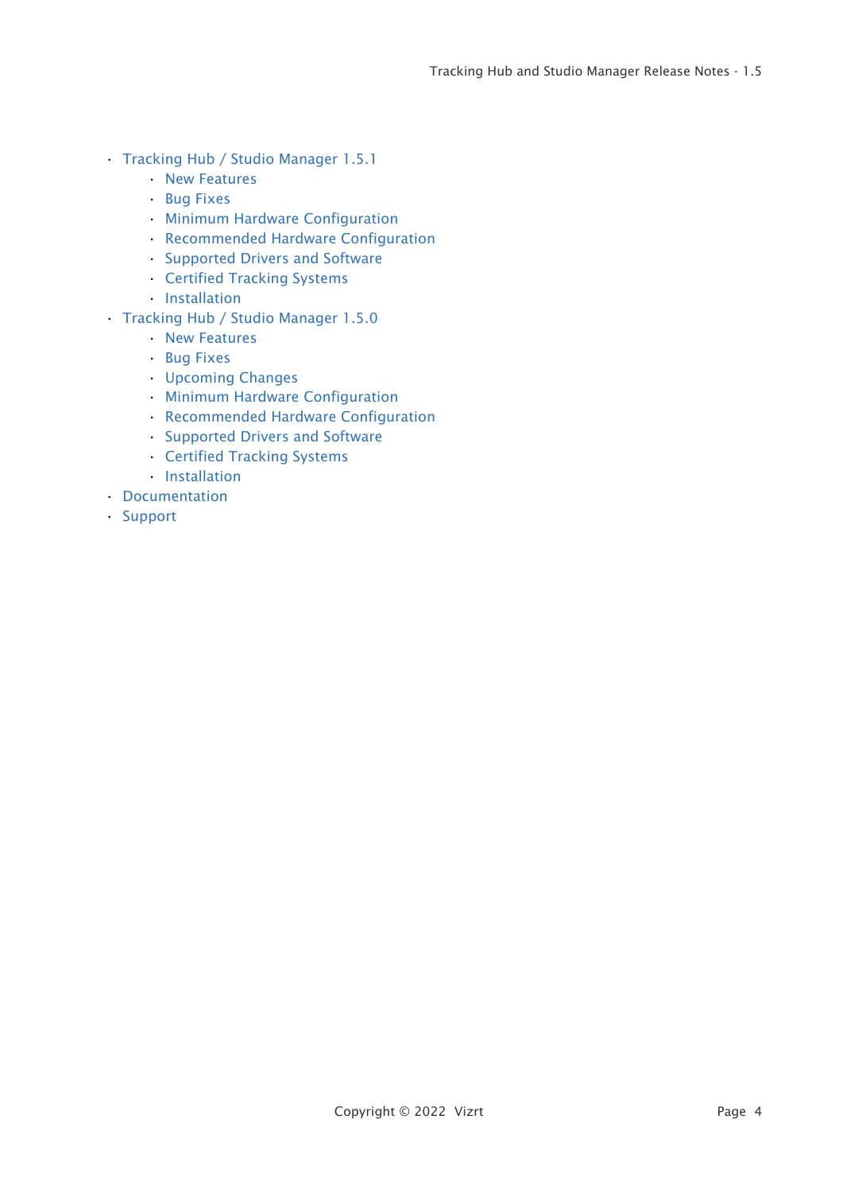- Tracking Hub / Studio Manager 1.5.1
  - New Features
  - Bug Fixes
  - Minimum Hardware Configuration
  - Recommended Hardware Configuration
  - Supported Drivers and Software
  - Certified Tracking Systems
  - Installation
- Tracking Hub / Studio Manager 1.5.0
  - New Features
  - Bug Fixes
  - Upcoming Changes
  - Minimum Hardware Configuration
  - Recommended Hardware Configuration
  - Supported Drivers and Software
  - Certified Tracking Systems
  - Installation
- Documentation
- Support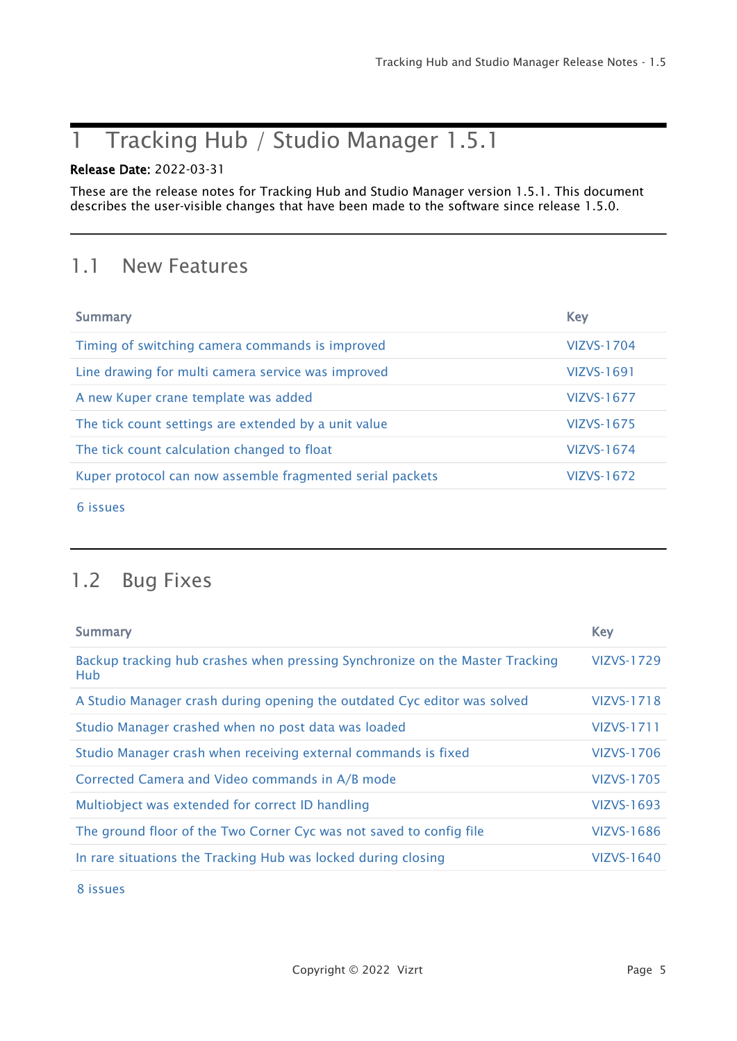# 1 Tracking Hub / Studio Manager 1.5.1

**Release Date:** 2022-03-31

These are the release notes for Tracking Hub and Studio Manager version 1.5.1. This document describes the user-visible changes that have been made to the software since release 1.5.0.

## 1.1 New Features

| Summary | Key |
|---|---|
| Timing of switching camera commands is improved | VIZVS-1704 |
| Line drawing for multi camera service was improved | VIZVS-1691 |
| A new Kuper crane template was added | VIZVS-1677 |
| The tick count settings are extended by a unit value | VIZVS-1675 |
| The tick count calculation changed to float | VIZVS-1674 |
| Kuper protocol can now assemble fragmented serial packets | VIZVS-1672 |

6 issues

## 1.2 Bug Fixes

| Summary | Key |
|---|---|
| Backup tracking hub crashes when pressing Synchronize on the Master Tracking Hub | VIZVS-1729 |
| A Studio Manager crash during opening the outdated Cyc editor was solved | VIZVS-1718 |
| Studio Manager crashed when no post data was loaded | VIZVS-1711 |
| Studio Manager crash when receiving external commands is fixed | VIZVS-1706 |
| Corrected Camera and Video commands in A/B mode | VIZVS-1705 |
| Multiobject was extended for correct ID handling | VIZVS-1693 |
| The ground floor of the Two Corner Cyc was not saved to config file | VIZVS-1686 |
| In rare situations the Tracking Hub was locked during closing | VIZVS-1640 |

8 issues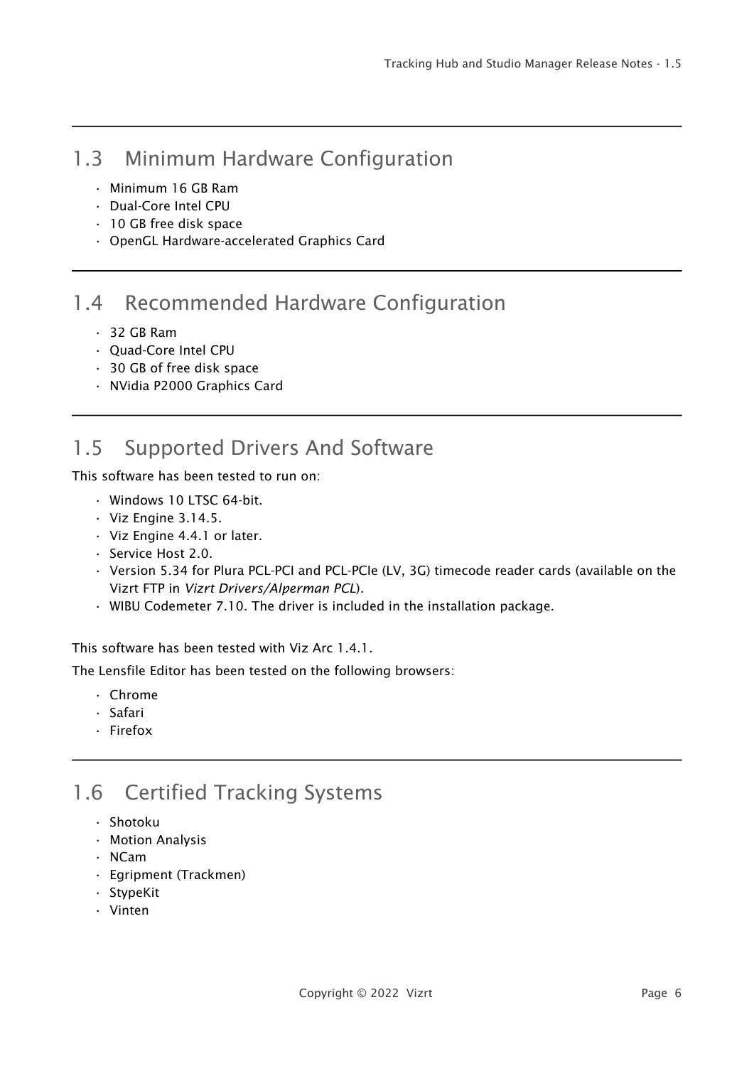## 1.3 Minimum Hardware Configuration

- Minimum 16 GB Ram
- Dual-Core Intel CPU
- 10 GB free disk space
- OpenGL Hardware-accelerated Graphics Card

## 1.4 Recommended Hardware Configuration

- 32 GB Ram
- Quad-Core Intel CPU
- 30 GB of free disk space
- NVidia P2000 Graphics Card

## 1.5 Supported Drivers And Software

This software has been tested to run on:

- Windows 10 LTSC 64-bit.
- Viz Engine 3.14.5.
- Viz Engine 4.4.1 or later.
- Service Host 2.0.
- Version 5.34 for Plura PCL-PCI and PCL-PCIe (LV, 3G) timecode reader cards (available on the Vizrt FTP in *Vizrt Drivers/Alperman PCL*).
- WIBU Codemeter 7.10. The driver is included in the installation package.

This software has been tested with Viz Arc 1.4.1.

The Lensfile Editor has been tested on the following browsers:

- Chrome
- Safari
- Firefox

## 1.6 Certified Tracking Systems

- Shotoku
- Motion Analysis
- NCam
- Egripment (Trackmen)
- StypeKit
- Vinten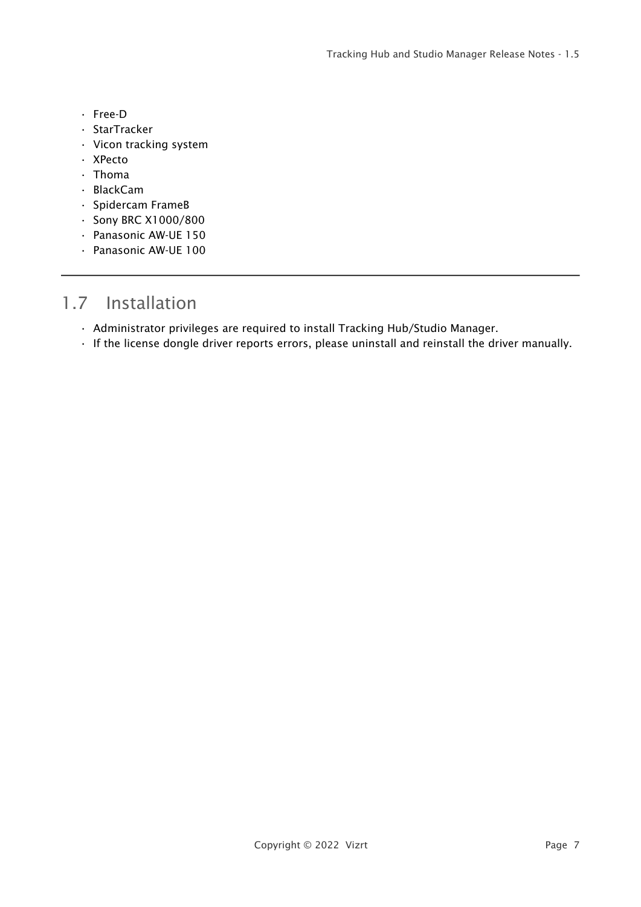- Free-D
- StarTracker
- Vicon tracking system
- XPecto
- Thoma
- BlackCam
- Spidercam FrameB
- Sony BRC X1000/800
- Panasonic AW-UE 150
- Panasonic AW-UE 100

## 1.7 Installation

- Administrator privileges are required to install Tracking Hub/Studio Manager.
- If the license dongle driver reports errors, please uninstall and reinstall the driver manually.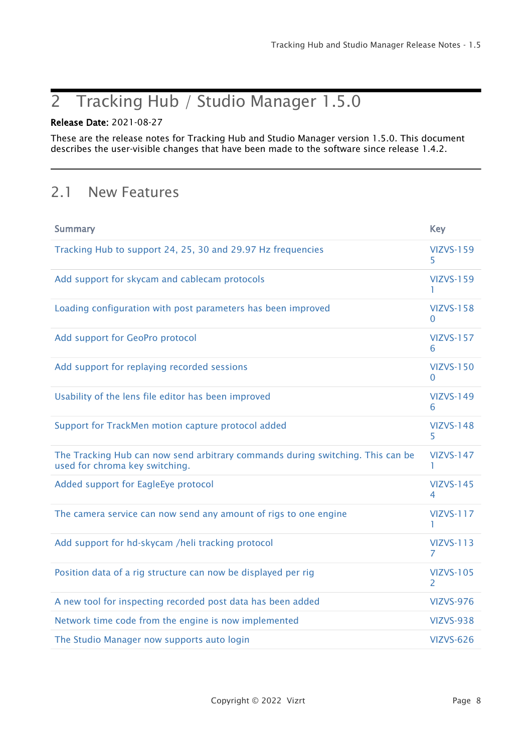# 2 Tracking Hub / Studio Manager 1.5.0

**Release Date:** 2021-08-27

These are the release notes for Tracking Hub and Studio Manager version 1.5.0. This document describes the user-visible changes that have been made to the software since release 1.4.2.

## 2.1 New Features

| Summary | Key |
|---|---|
| Tracking Hub to support 24, 25, 30 and 29.97 Hz frequencies | VIZVS-1595 |
| Add support for skycam and cablecam protocols | VIZVS-1591 |
| Loading configuration with post parameters has been improved | VIZVS-1580 |
| Add support for GeoPro protocol | VIZVS-1576 |
| Add support for replaying recorded sessions | VIZVS-1500 |
| Usability of the lens file editor has been improved | VIZVS-1496 |
| Support for TrackMen motion capture protocol added | VIZVS-1485 |
| The Tracking Hub can now send arbitrary commands during switching. This can be used for chroma key switching. | VIZVS-1471 |
| Added support for EagleEye protocol | VIZVS-1454 |
| The camera service can now send any amount of rigs to one engine | VIZVS-1171 |
| Add support for hd-skycam /heli tracking protocol | VIZVS-1137 |
| Position data of a rig structure can now be displayed per rig | VIZVS-1052 |
| A new tool for inspecting recorded post data has been added | VIZVS-976 |
| Network time code from the engine is now implemented | VIZVS-938 |
| The Studio Manager now supports auto login | VIZVS-626 |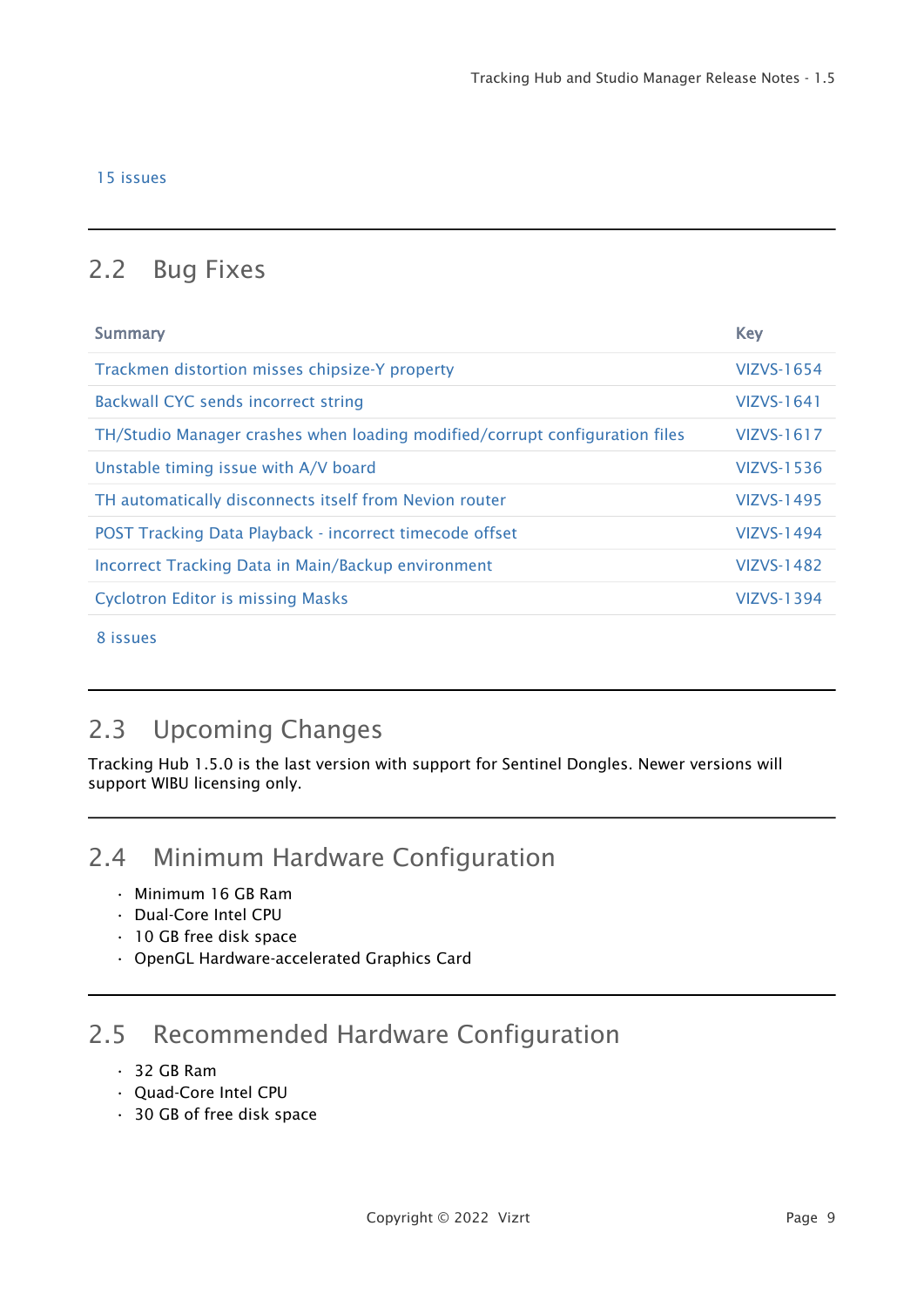15 issues

## 2.2 Bug Fixes

| Summary | Key |
| --- | --- |
| Trackmen distortion misses chipsize-Y property | VIZVS-1654 |
| Backwall CYC sends incorrect string | VIZVS-1641 |
| TH/Studio Manager crashes when loading modified/corrupt configuration files | VIZVS-1617 |
| Unstable timing issue with A/V board | VIZVS-1536 |
| TH automatically disconnects itself from Nevion router | VIZVS-1495 |
| POST Tracking Data Playback - incorrect timecode offset | VIZVS-1494 |
| Incorrect Tracking Data in Main/Backup environment | VIZVS-1482 |
| Cyclotron Editor is missing Masks | VIZVS-1394 |

8 issues

## 2.3 Upcoming Changes

Tracking Hub 1.5.0 is the last version with support for Sentinel Dongles. Newer versions will support WIBU licensing only.

## 2.4 Minimum Hardware Configuration

- Minimum 16 GB Ram
- Dual-Core Intel CPU
- 10 GB free disk space
- OpenGL Hardware-accelerated Graphics Card

## 2.5 Recommended Hardware Configuration

- 32 GB Ram
- Quad-Core Intel CPU
- 30 GB of free disk space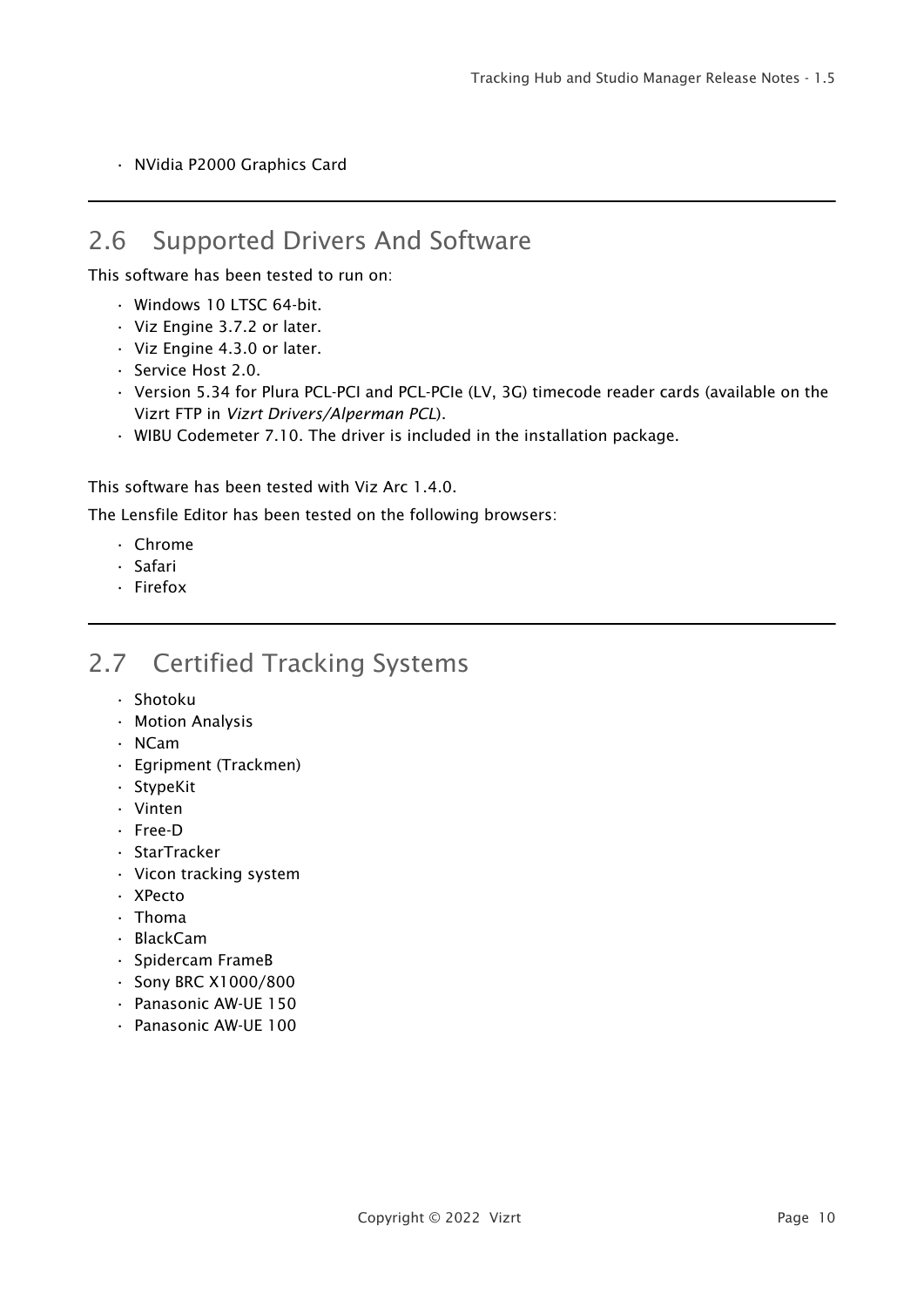- NVidia P2000 Graphics Card

## 2.6 Supported Drivers And Software

This software has been tested to run on:

- Windows 10 LTSC 64-bit.
- Viz Engine 3.7.2 or later.
- Viz Engine 4.3.0 or later.
- Service Host 2.0.
- Version 5.34 for Plura PCL-PCI and PCL-PCIe (LV, 3G) timecode reader cards (available on the Vizrt FTP in *Vizrt Drivers/Alperman PCL*).
- WIBU Codemeter 7.10. The driver is included in the installation package.

This software has been tested with Viz Arc 1.4.0.

The Lensfile Editor has been tested on the following browsers:

- Chrome
- Safari
- Firefox

## 2.7 Certified Tracking Systems

- Shotoku
- Motion Analysis
- NCam
- Egripment (Trackmen)
- StypeKit
- Vinten
- Free-D
- StarTracker
- Vicon tracking system
- XPecto
- Thoma
- BlackCam
- Spidercam FrameB
- Sony BRC X1000/800
- Panasonic AW-UE 150
- Panasonic AW-UE 100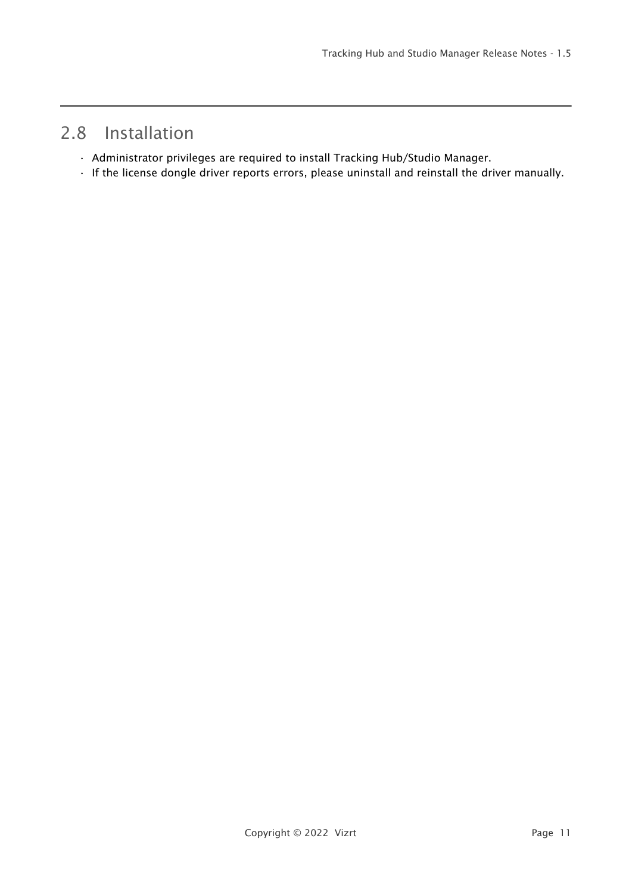## 2.8 Installation

- Administrator privileges are required to install Tracking Hub/Studio Manager.
- If the license dongle driver reports errors, please uninstall and reinstall the driver manually.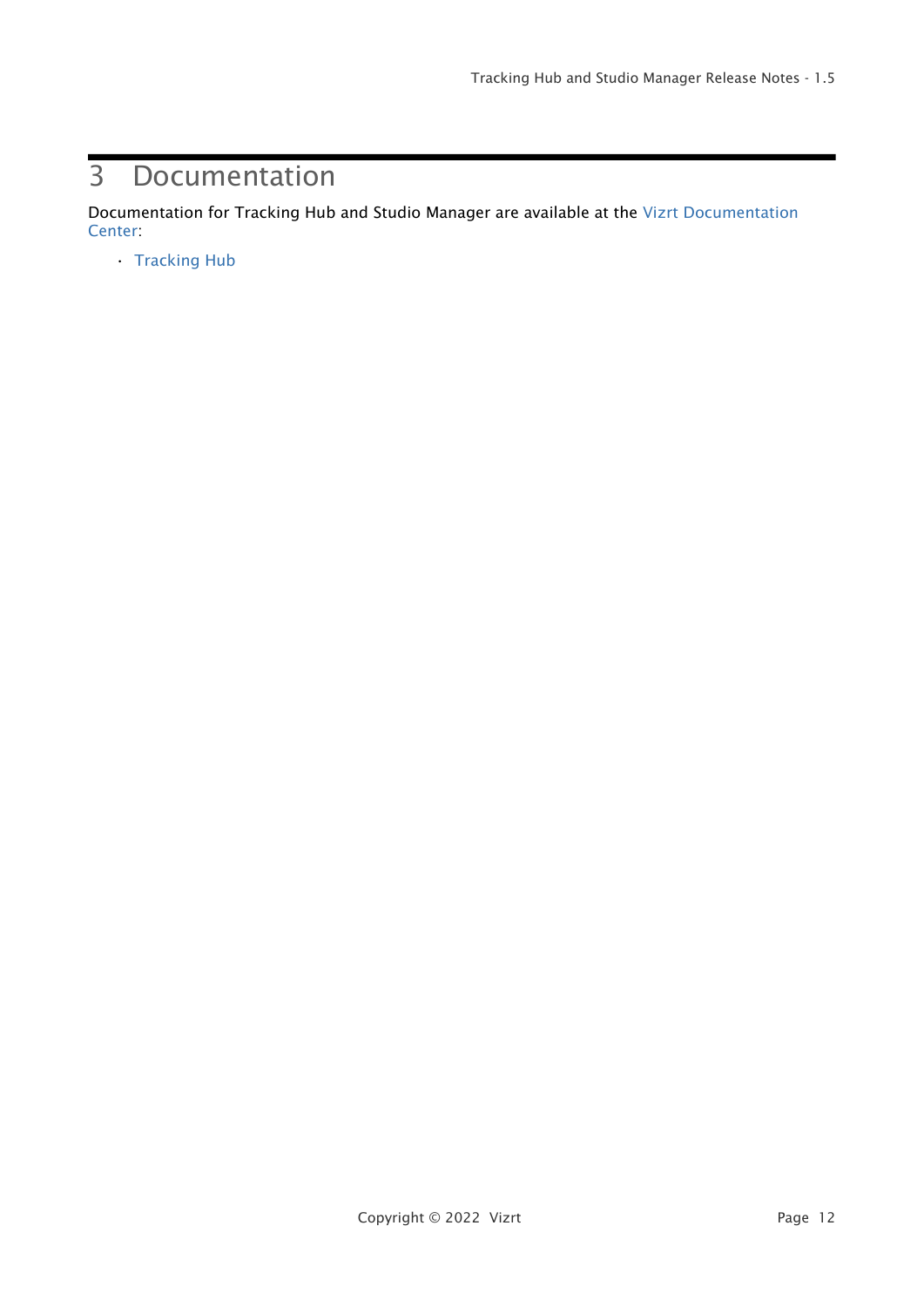# 3 Documentation

Documentation for Tracking Hub and Studio Manager are available at the Vizrt Documentation Center:

- Tracking Hub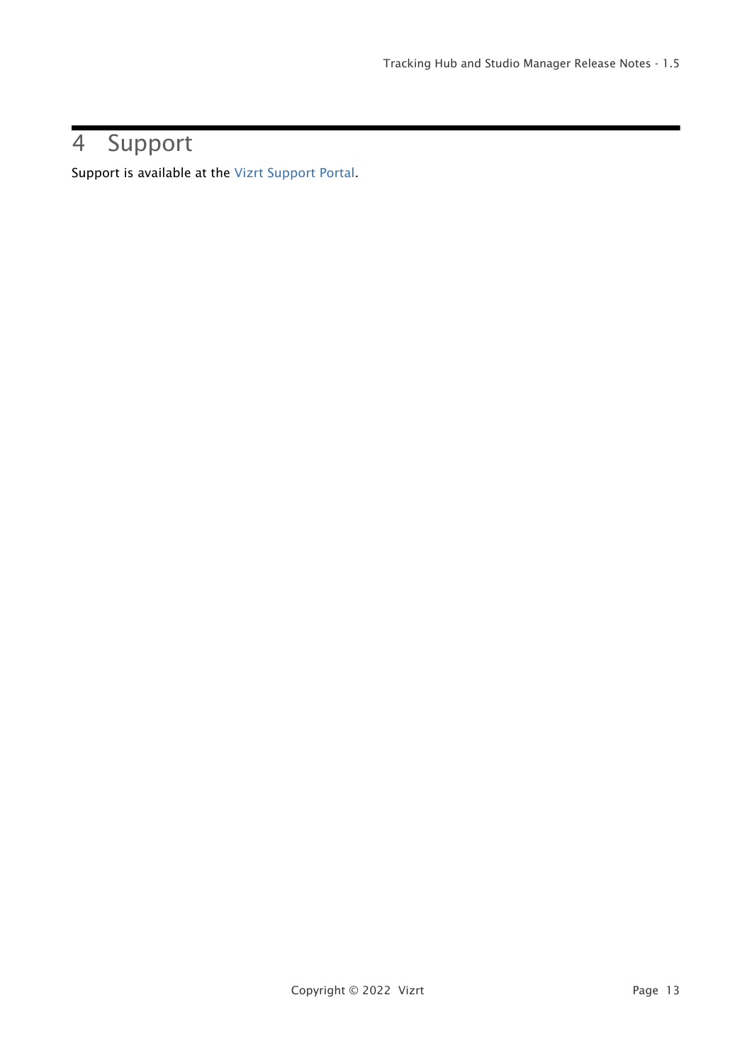# 4 Support

Support is available at the Vizrt Support Portal.